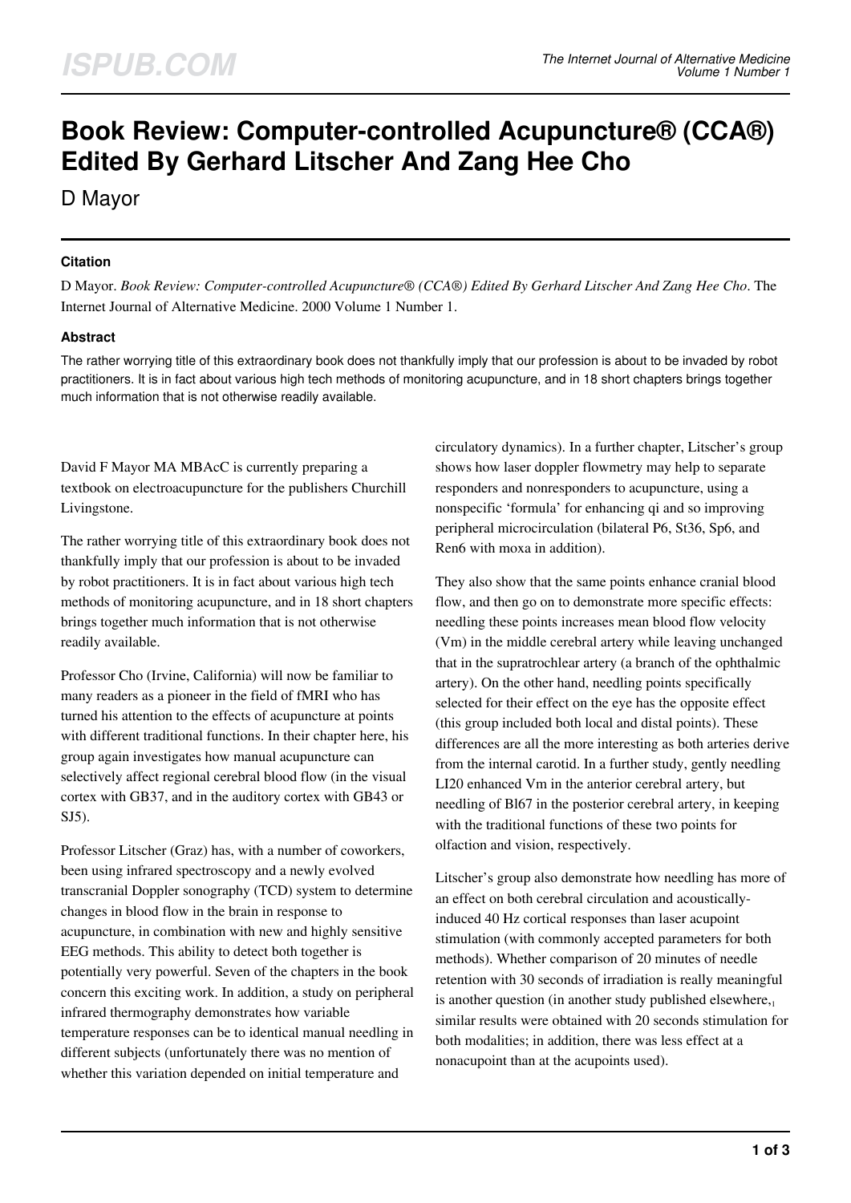# Book Review: Computer-controlled Acupuncture® (CCA®) Edited By Gerhard Litscher And Zang Hee Cho

D Mayor

## Citation

D Mayor. *Book Review: Computer-controlled Acupuncture® (CCA®) Edited By Gerhard Litscher And Zang Hee Cho*. The Internet Journal of Alternative Medicine. 2000 Volume 1 Number 1.

## Abstract

The rather worrying title of this extraordinary book does not thankfully imply that our profession is about to be invaded by robot practitioners. It is in fact about various high tech methods of monitoring acupuncture, and in 18 short chapters brings together much information that is not otherwise readily available.

David F Mayor MA MBAcC is currently preparing a textbook on electroacupuncture for the publishers Churchill Livingstone.

The rather worrying title of this extraordinary book does not thankfully imply that our profession is about to be invaded by robot practitioners. It is in fact about various high tech methods of monitoring acupuncture, and in 18 short chapters brings together much information that is not otherwise readily available.

Professor Cho (Irvine, California) will now be familiar to many readers as a pioneer in the field of fMRI who has turned his attention to the effects of acupuncture at points with different traditional functions. In their chapter here, his group again investigates how manual acupuncture can selectively affect regional cerebral blood flow (in the visual cortex with GB37, and in the auditory cortex with GB43 or SJ5).

Professor Litscher (Graz) has, with a number of coworkers, been using infrared spectroscopy and a newly evolved transcranial Doppler sonography (TCD) system to determine changes in blood flow in the brain in response to acupuncture, in combination with new and highly sensitive EEG methods. This ability to detect both together is potentially very powerful. Seven of the chapters in the book concern this exciting work. In addition, a study on peripheral infrared thermography demonstrates how variable temperature responses can be to identical manual needling in different subjects (unfortunately there was no mention of whether this variation depended on initial temperature and circulatory dynamics). In a further chapter, Litscher's group shows how laser doppler flowmetry may help to separate responders and nonresponders to acupuncture, using a nonspecific 'formula' for enhancing qi and so improving peripheral microcirculation (bilateral P6, St36, Sp6, and Ren6 with moxa in addition).

They also show that the same points enhance cranial blood flow, and then go on to demonstrate more specific effects: needling these points increases mean blood flow velocity (Vm) in the middle cerebral artery while leaving unchanged that in the supratrochlear artery (a branch of the ophthalmic artery). On the other hand, needling points specifically selected for their effect on the eye has the opposite effect (this group included both local and distal points). These differences are all the more interesting as both arteries derive from the internal carotid. In a further study, gently needling LI20 enhanced Vm in the anterior cerebral artery, but needling of Bl67 in the posterior cerebral artery, in keeping with the traditional functions of these two points for olfaction and vision, respectively.

Litscher's group also demonstrate how needling has more of an effect on both cerebral circulation and acoustically-induced 40 Hz cortical responses than laser acupoint stimulation (with commonly accepted parameters for both methods). Whether comparison of 20 minutes of needle retention with 30 seconds of irradiation is really meaningful is another question (in another study published elsewhere,[1] similar results were obtained with 20 seconds stimulation for both modalities; in addition, there was less effect at a nonacupoint than at the acupoints used).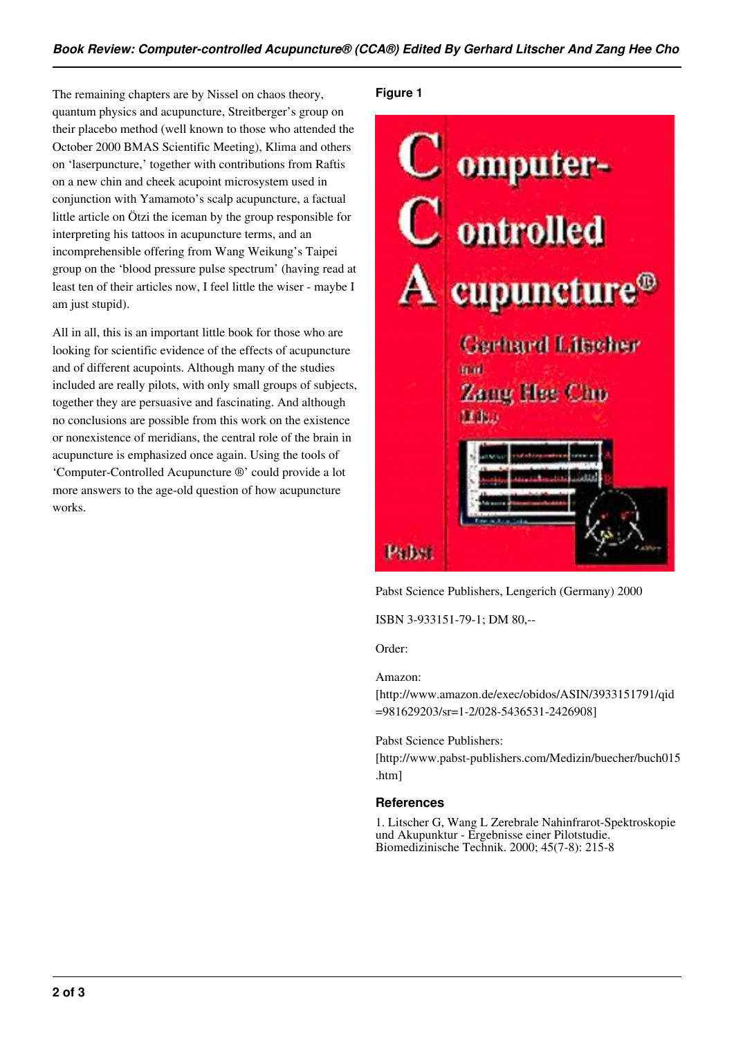The remaining chapters are by Nissel on chaos theory, quantum physics and acupuncture, Streitberger's group on their placebo method (well known to those who attended the October 2000 BMAS Scientific Meeting), Klima and others on 'laserpuncture,' together with contributions from Raftis on a new chin and cheek acupoint microsystem used in conjunction with Yamamoto's scalp acupuncture, a factual little article on Ötzi the iceman by the group responsible for interpreting his tattoos in acupuncture terms, and an incomprehensible offering from Wang Weikung's Taipei group on the 'blood pressure pulse spectrum' (having read at least ten of their articles now, I feel little the wiser - maybe I am just stupid).

All in all, this is an important little book for those who are looking for scientific evidence of the effects of acupuncture and of different acupoints. Although many of the studies included are really pilots, with only small groups of subjects, together they are persuasive and fascinating. And although no conclusions are possible from this work on the existence or nonexistence of meridians, the central role of the brain in acupuncture is emphasized once again. Using the tools of 'Computer-Controlled Acupuncture ®' could provide a lot more answers to the age-old question of how acupuncture works.

**Figure 1**

Pabst Science Publishers, Lengerich (Germany) 2000

ISBN 3-933151-79-1; DM 80,--

Order:

Amazon:
[http://www.amazon.de/exec/obidos/ASIN/3933151791/qid=981629203/sr=1-2/028-5436531-2426908]

Pabst Science Publishers:
[http://www.pabst-publishers.com/Medizin/buecher/buch015.htm]

### References

1. Litscher G, Wang L Zerebrale Nahinfrarot-Spektroskopie und Akupunktur - Ergebnisse einer Pilotstudie. Biomedizinische Technik. 2000; 45(7-8): 215-8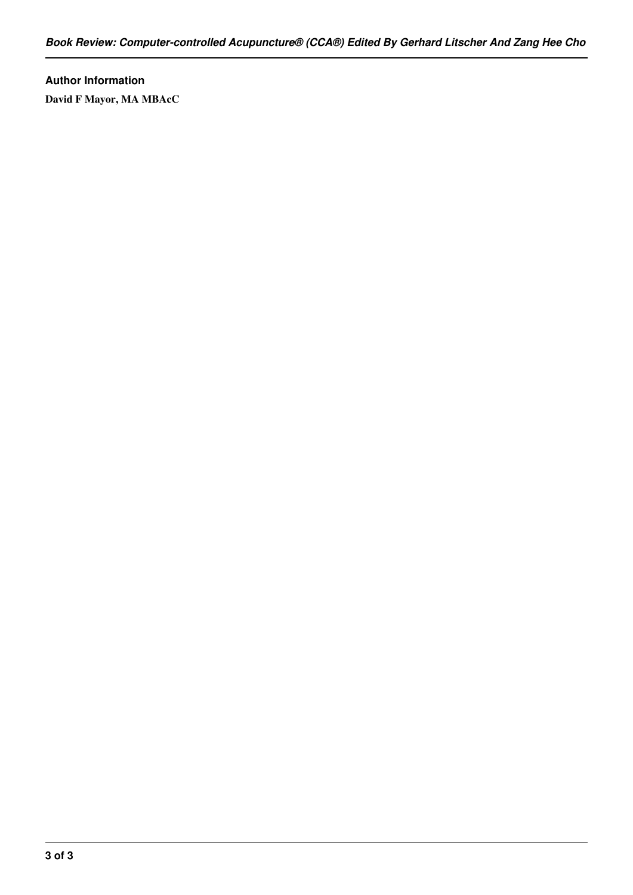### Author Information

**David F Mayor, MA MBAcC**